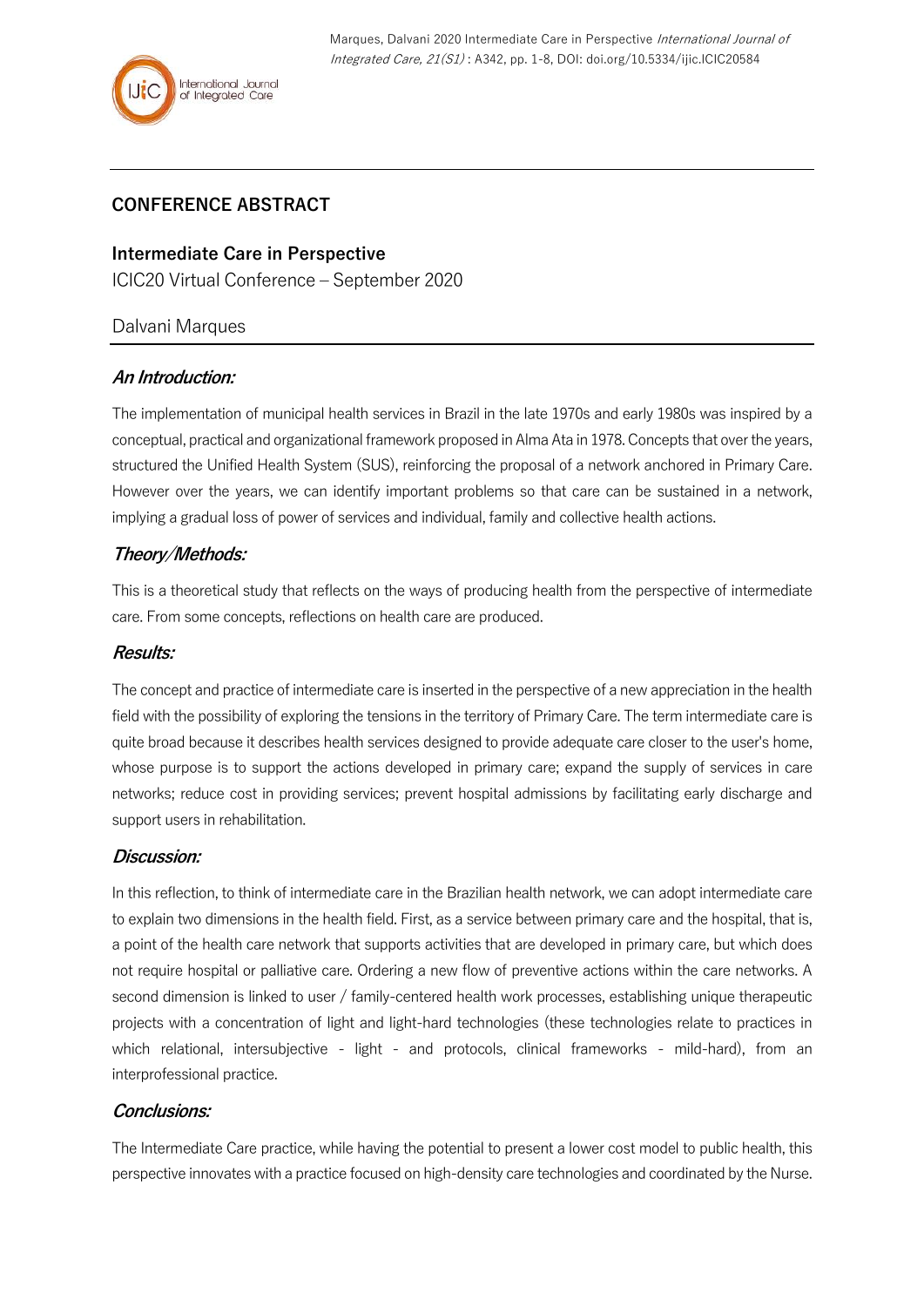## CONFERENCE ABSTRACT

# Intermediate Care in Perspective

ICIC20 Virtual Conference – September 2020

Dalvani Marques

### *An Introduction:*

The implementation of municipal health services in Brazil in the late 1970s and early 1980s was inspired by a conceptual, practical and organizational framework proposed in Alma Ata in 1978. Concepts that over the years, structured the Unified Health System (SUS), reinforcing the proposal of a network anchored in Primary Care. However over the years, we can identify important problems so that care can be sustained in a network, implying a gradual loss of power of services and individual, family and collective health actions.

### *Theory/Methods:*

This is a theoretical study that reflects on the ways of producing health from the perspective of intermediate care. From some concepts, reflections on health care are produced.

### *Results:*

The concept and practice of intermediate care is inserted in the perspective of a new appreciation in the health field with the possibility of exploring the tensions in the territory of Primary Care. The term intermediate care is quite broad because it describes health services designed to provide adequate care closer to the user's home, whose purpose is to support the actions developed in primary care; expand the supply of services in care networks; reduce cost in providing services; prevent hospital admissions by facilitating early discharge and support users in rehabilitation.

### *Discussion:*

In this reflection, to think of intermediate care in the Brazilian health network, we can adopt intermediate care to explain two dimensions in the health field. First, as a service between primary care and the hospital, that is, a point of the health care network that supports activities that are developed in primary care, but which does not require hospital or palliative care. Ordering a new flow of preventive actions within the care networks. A second dimension is linked to user / family-centered health work processes, establishing unique therapeutic projects with a concentration of light and light-hard technologies (these technologies relate to practices in which relational, intersubjective - light - and protocols, clinical frameworks - mild-hard), from an interprofessional practice.

### *Conclusions:*

The Intermediate Care practice, while having the potential to present a lower cost model to public health, this perspective innovates with a practice focused on high-density care technologies and coordinated by the Nurse.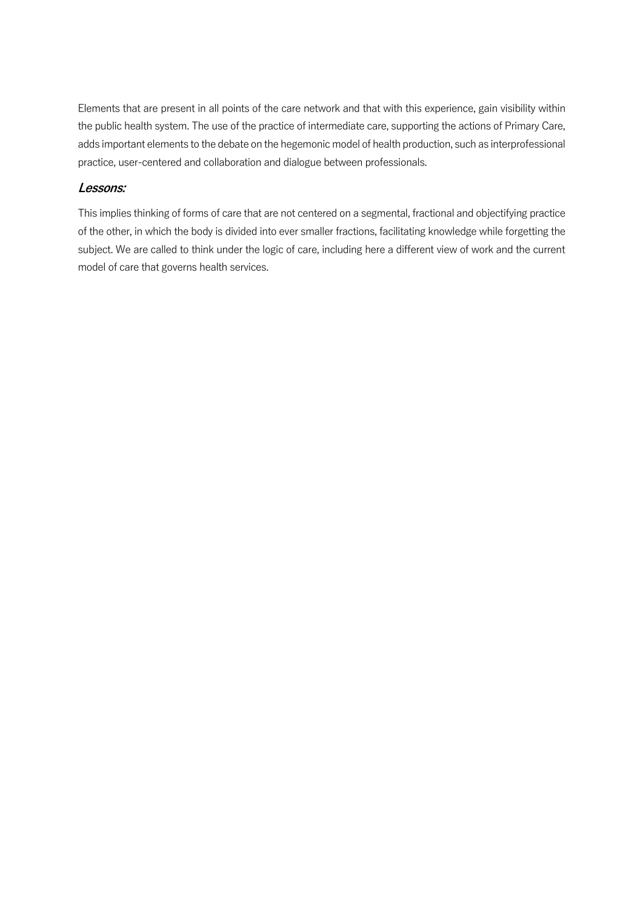Elements that are present in all points of the care network and that with this experience, gain visibility within the public health system. The use of the practice of intermediate care, supporting the actions of Primary Care, adds important elements to the debate on the hegemonic model of health production, such as interprofessional practice, user-centered and collaboration and dialogue between professionals.

### *Lessons:*

This implies thinking of forms of care that are not centered on a segmental, fractional and objectifying practice of the other, in which the body is divided into ever smaller fractions, facilitating knowledge while forgetting the subject. We are called to think under the logic of care, including here a different view of work and the current model of care that governs health services.